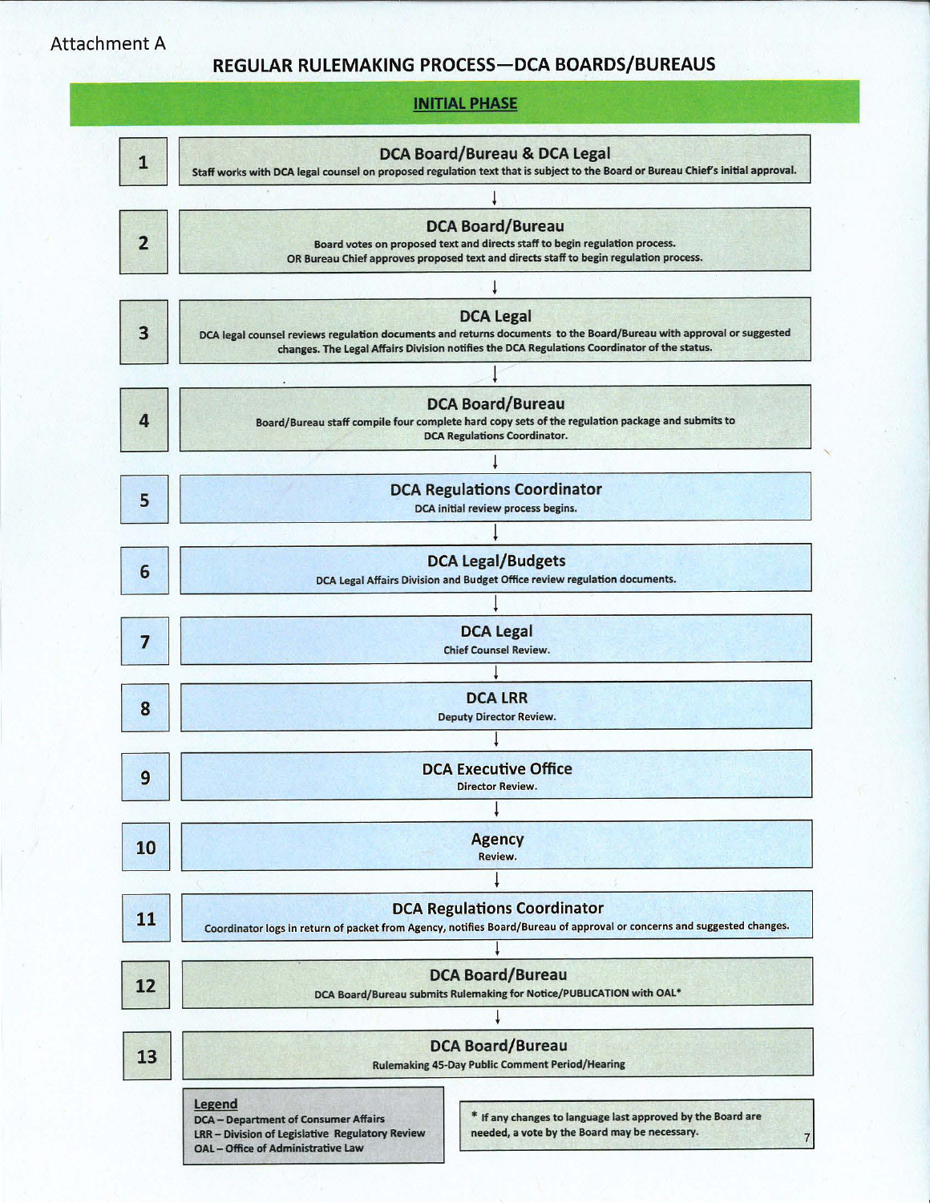Attachment A

# REGULAR RULEMAKING PROCESS—DCA BOARDS/BUREAUS

## INITIAL PHASE

**1 — DCA Board/Bureau & DCA Legal**
Staff works with DCA legal counsel on proposed regulation text that is subject to the Board or Bureau Chief's initial approval.

↓

**2 — DCA Board/Bureau**
Board votes on proposed text and directs staff to begin regulation process.
OR Bureau Chief approves proposed text and directs staff to begin regulation process.

↓

**3 — DCA Legal**
DCA legal counsel reviews regulation documents and returns documents to the Board/Bureau with approval or suggested changes. The Legal Affairs Division notifies the DCA Regulations Coordinator of the status.

↓

**4 — DCA Board/Bureau**
Board/Bureau staff compile four complete hard copy sets of the regulation package and submits to DCA Regulations Coordinator.

↓

**5 — DCA Regulations Coordinator**
DCA initial review process begins.

↓

**6 — DCA Legal/Budgets**
DCA Legal Affairs Division and Budget Office review regulation documents.

↓

**7 — DCA Legal**
Chief Counsel Review.

↓

**8 — DCA LRR**
Deputy Director Review.

↓

**9 — DCA Executive Office**
Director Review.

↓

**10 — Agency**
Review.

↓

**11 — DCA Regulations Coordinator**
Coordinator logs in return of packet from Agency, notifies Board/Bureau of approval or concerns and suggested changes.

↓

**12 — DCA Board/Bureau**
DCA Board/Bureau submits Rulemaking for Notice/PUBLICATION with OAL*

↓

**13 — DCA Board/Bureau**
Rulemaking 45-Day Public Comment Period/Hearing

**Legend**
DCA – Department of Consumer Affairs
LRR – Division of Legislative Regulatory Review
OAL – Office of Administrative Law

\* If any changes to language last approved by the Board are needed, a vote by the Board may be necessary.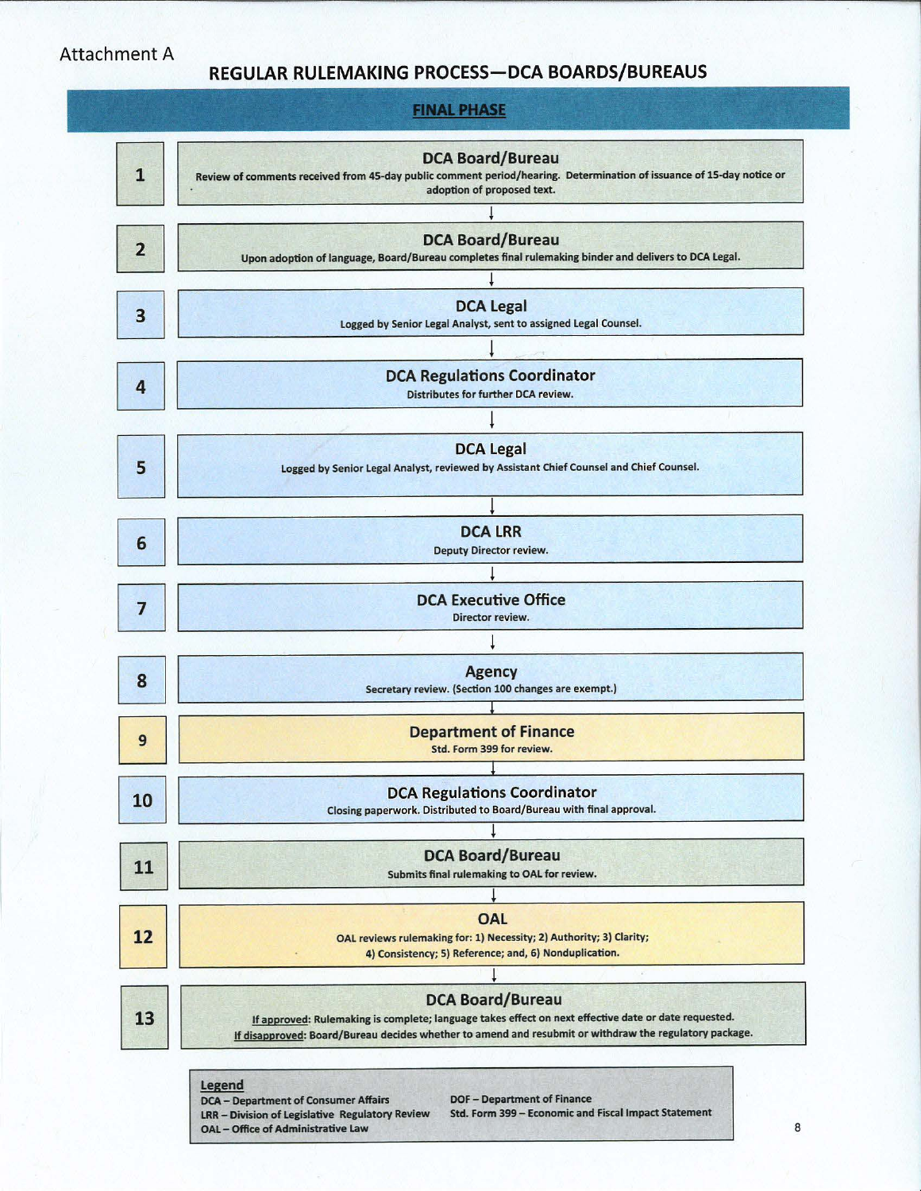Attachment A

# REGULAR RULEMAKING PROCESS—DCA BOARDS/BUREAUS

## FINAL PHASE

**1** — **DCA Board/Bureau**
Review of comments received from 45-day public comment period/hearing. Determination of issuance of 15-day notice or adoption of proposed text.

↓

**2** — **DCA Board/Bureau**
Upon adoption of language, Board/Bureau completes final rulemaking binder and delivers to DCA Legal.

↓

**3** — **DCA Legal**
Logged by Senior Legal Analyst, sent to assigned Legal Counsel.

↓

**4** — **DCA Regulations Coordinator**
Distributes for further DCA review.

↓

**5** — **DCA Legal**
Logged by Senior Legal Analyst, reviewed by Assistant Chief Counsel and Chief Counsel.

↓

**6** — **DCA LRR**
Deputy Director review.

↓

**7** — **DCA Executive Office**
Director review.

↓

**8** — **Agency**
Secretary review. (Section 100 changes are exempt.)

↓

**9** — **Department of Finance**
Std. Form 399 for review.

↓

**10** — **DCA Regulations Coordinator**
Closing paperwork. Distributed to Board/Bureau with final approval.

↓

**11** — **DCA Board/Bureau**
Submits final rulemaking to OAL for review.

↓

**12** — **OAL**
OAL reviews rulemaking for: 1) Necessity; 2) Authority; 3) Clarity; 4) Consistency; 5) Reference; and, 6) Nonduplication.

↓

**13** — **DCA Board/Bureau**
If approved: Rulemaking is complete; language takes effect on next effective date or date requested.
If disapproved: Board/Bureau decides whether to amend and resubmit or withdraw the regulatory package.

**Legend**

- DCA – Department of Consumer Affairs
- LRR – Division of Legislative Regulatory Review
- OAL – Office of Administrative Law
- DOF – Department of Finance
- Std. Form 399 – Economic and Fiscal Impact Statement